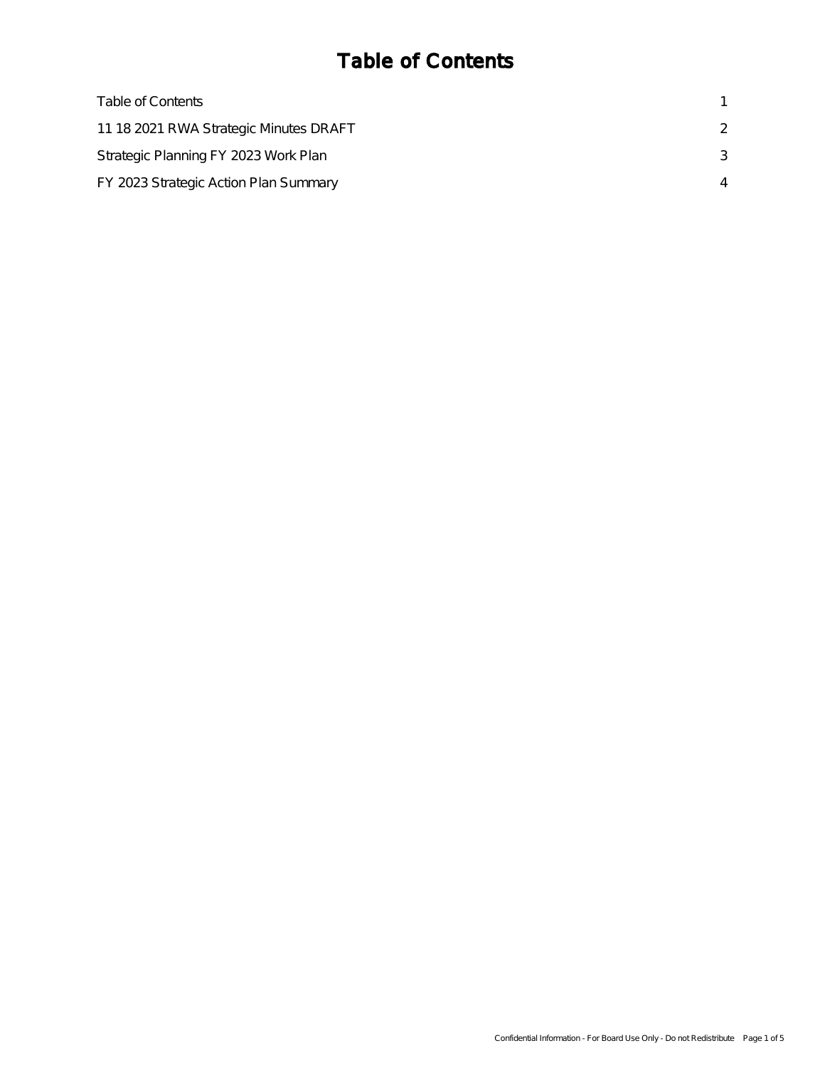# Table of Contents

| | |
|---|---|
| Table of Contents | 1 |
| 11 18 2021 RWA Strategic Minutes DRAFT | 2 |
| Strategic Planning FY 2023 Work Plan | 3 |
| FY 2023 Strategic Action Plan Summary | 4 |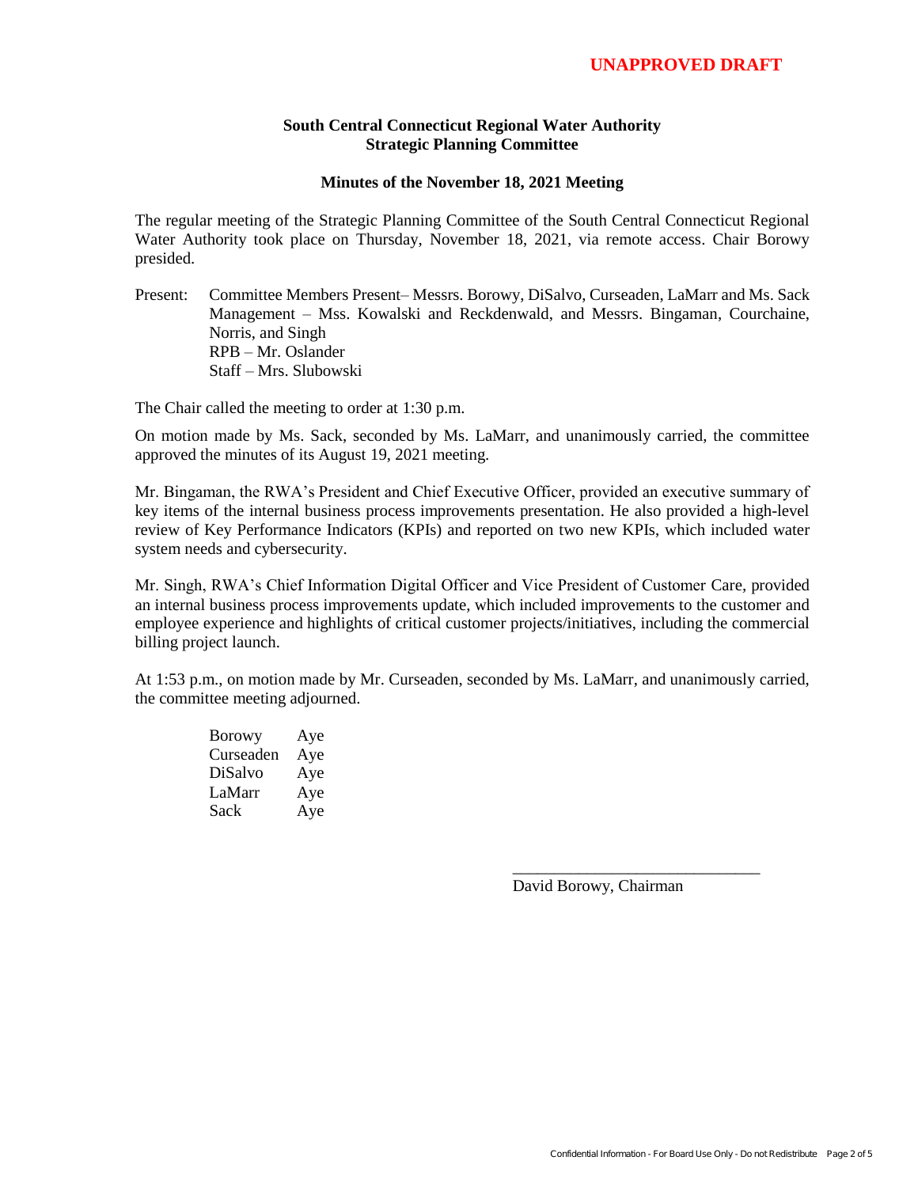**UNAPPROVED DRAFT**

**South Central Connecticut Regional Water Authority**
**Strategic Planning Committee**

**Minutes of the November 18, 2021 Meeting**

The regular meeting of the Strategic Planning Committee of the South Central Connecticut Regional Water Authority took place on Thursday, November 18, 2021, via remote access. Chair Borowy presided.

Present: Committee Members Present– Messrs. Borowy, DiSalvo, Curseaden, LaMarr and Ms. Sack
Management – Mss. Kowalski and Reckdenwald, and Messrs. Bingaman, Courchaine, Norris, and Singh
RPB – Mr. Oslander
Staff – Mrs. Slubowski

The Chair called the meeting to order at 1:30 p.m.

On motion made by Ms. Sack, seconded by Ms. LaMarr, and unanimously carried, the committee approved the minutes of its August 19, 2021 meeting.

Mr. Bingaman, the RWA's President and Chief Executive Officer, provided an executive summary of key items of the internal business process improvements presentation. He also provided a high-level review of Key Performance Indicators (KPIs) and reported on two new KPIs, which included water system needs and cybersecurity.

Mr. Singh, RWA's Chief Information Digital Officer and Vice President of Customer Care, provided an internal business process improvements update, which included improvements to the customer and employee experience and highlights of critical customer projects/initiatives, including the commercial billing project launch.

At 1:53 p.m., on motion made by Mr. Curseaden, seconded by Ms. LaMarr, and unanimously carried, the committee meeting adjourned.

| | |
|---|---|
| Borowy | Aye |
| Curseaden | Aye |
| DiSalvo | Aye |
| LaMarr | Aye |
| Sack | Aye |

______________________________
David Borowy, Chairman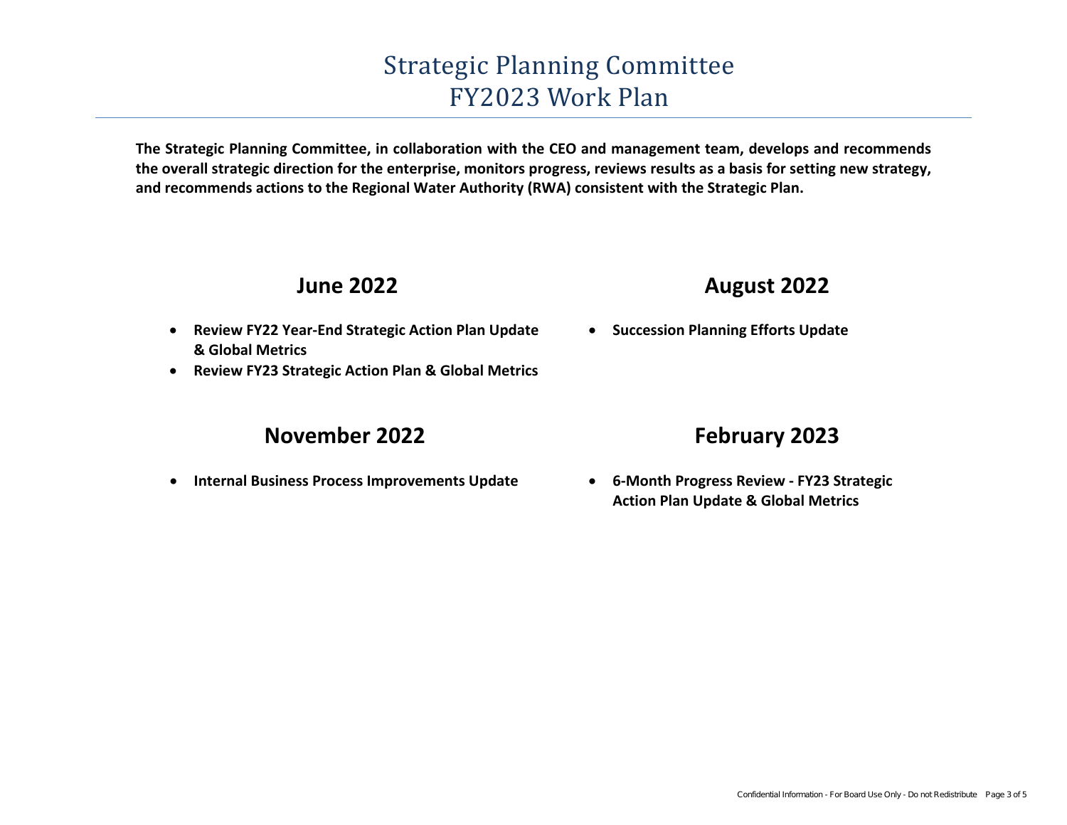# Strategic Planning Committee
# FY2023 Work Plan

**The Strategic Planning Committee, in collaboration with the CEO and management team, develops and recommends the overall strategic direction for the enterprise, monitors progress, reviews results as a basis for setting new strategy, and recommends actions to the Regional Water Authority (RWA) consistent with the Strategic Plan.**

## June 2022

- **Review FY22 Year-End Strategic Action Plan Update & Global Metrics**
- **Review FY23 Strategic Action Plan & Global Metrics**

## August 2022

- **Succession Planning Efforts Update**

## November 2022

- **Internal Business Process Improvements Update**

## February 2023

- **6-Month Progress Review - FY23 Strategic Action Plan Update & Global Metrics**

Confidential Information - For Board Use Only - Do not Redistribute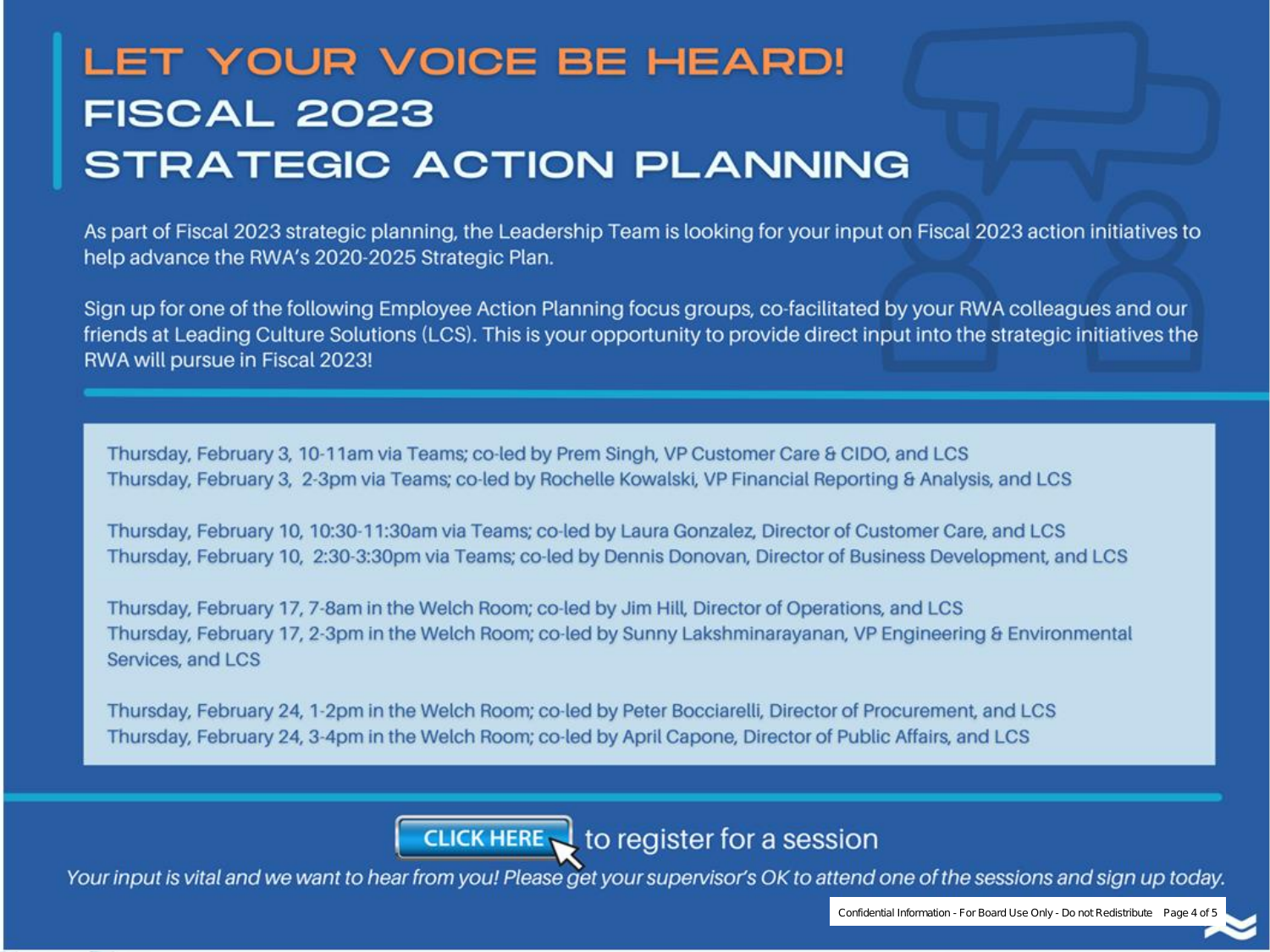# LET YOUR VOICE BE HEARD!

## FISCAL 2023 STRATEGIC ACTION PLANNING

As part of Fiscal 2023 strategic planning, the Leadership Team is looking for your input on Fiscal 2023 action initiatives to help advance the RWA's 2020-2025 Strategic Plan.

Sign up for one of the following Employee Action Planning focus groups, co-facilitated by your RWA colleagues and our friends at Leading Culture Solutions (LCS). This is your opportunity to provide direct input into the strategic initiatives the RWA will pursue in Fiscal 2023!

Thursday, February 3, 10-11am via Teams; co-led by Prem Singh, VP Customer Care & CIDO, and LCS
Thursday, February 3, 2-3pm via Teams; co-led by Rochelle Kowalski, VP Financial Reporting & Analysis, and LCS

Thursday, February 10, 10:30-11:30am via Teams; co-led by Laura Gonzalez, Director of Customer Care, and LCS
Thursday, February 10, 2:30-3:30pm via Teams; co-led by Dennis Donovan, Director of Business Development, and LCS

Thursday, February 17, 7-8am in the Welch Room; co-led by Jim Hill, Director of Operations, and LCS
Thursday, February 17, 2-3pm in the Welch Room; co-led by Sunny Lakshminarayanan, VP Engineering & Environmental Services, and LCS

Thursday, February 24, 1-2pm in the Welch Room; co-led by Peter Bocciarelli, Director of Procurement, and LCS
Thursday, February 24, 3-4pm in the Welch Room; co-led by April Capone, Director of Public Affairs, and LCS

**CLICK HERE** to register for a session

*Your input is vital and we want to hear from you! Please get your supervisor's OK to attend one of the sessions and sign up today.*

Confidential Information - For Board Use Only - Do not Redistribute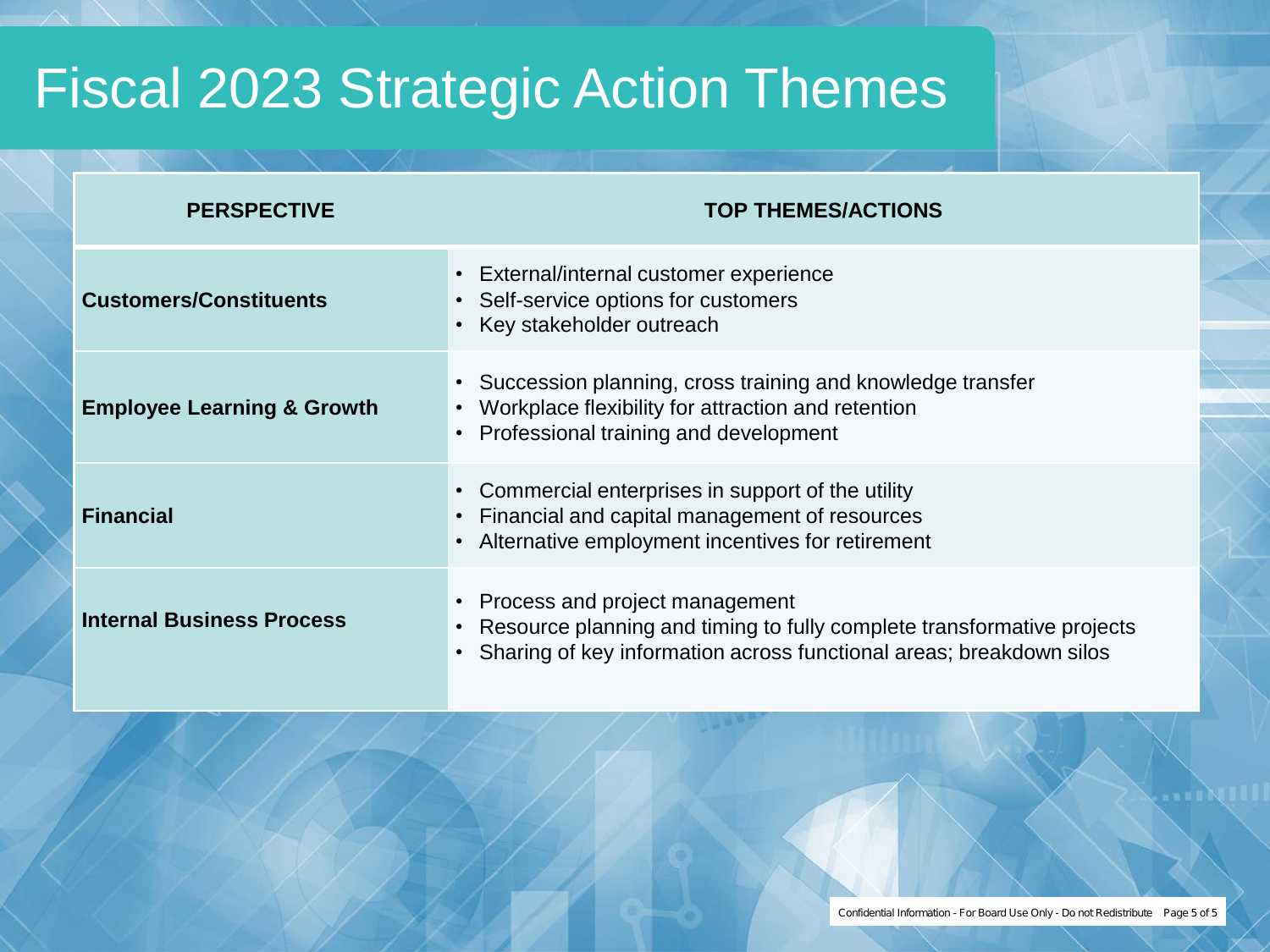# Fiscal 2023 Strategic Action Themes

| PERSPECTIVE | TOP THEMES/ACTIONS |
|---|---|
| **Customers/Constituents** | • External/internal customer experience<br>• Self-service options for customers<br>• Key stakeholder outreach |
| **Employee Learning & Growth** | • Succession planning, cross training and knowledge transfer<br>• Workplace flexibility for attraction and retention<br>• Professional training and development |
| **Financial** | • Commercial enterprises in support of the utility<br>• Financial and capital management of resources<br>• Alternative employment incentives for retirement |
| **Internal Business Process** | • Process and project management<br>• Resource planning and timing to fully complete transformative projects<br>• Sharing of key information across functional areas; breakdown silos |

Confidential Information - For Board Use Only - Do not Redistribute